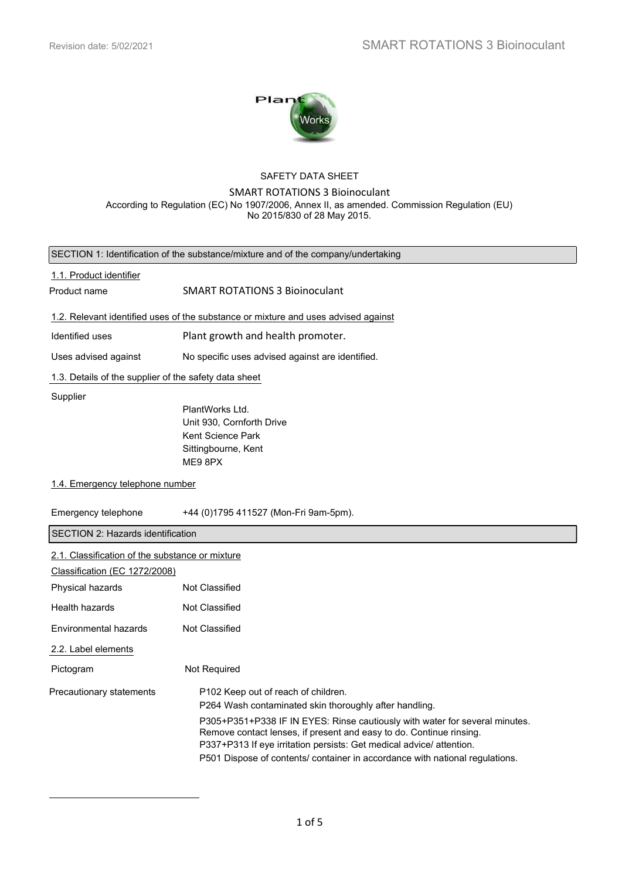SAFETY DATA SHEET

# SMART ROTATIONS 3 Bioinoculant

According to Regulation (EC) No 1907/2006, Annex II, as amended. Commission Regulation (EU) No 2015/830 of 28 May 2015.

## SECTION 1: Identification of the substance/mixture and of the company/undertaking

### 1.1. Product identifier

Product name: SMART ROTATIONS 3 Bioinoculant

### 1.2. Relevant identified uses of the substance or mixture and uses advised against

Identified uses: Plant growth and health promoter.

Uses advised against: No specific uses advised against are identified.

### 1.3. Details of the supplier of the safety data sheet

Supplier

PlantWorks Ltd.
Unit 930, Cornforth Drive
Kent Science Park
Sittingbourne, Kent
ME9 8PX

### 1.4. Emergency telephone number

Emergency telephone: +44 (0)1795 411527 (Mon-Fri 9am-5pm).

## SECTION 2: Hazards identification

### 2.1. Classification of the substance or mixture

Classification (EC 1272/2008)

Physical hazards: Not Classified

Health hazards: Not Classified

Environmental hazards: Not Classified

### 2.2. Label elements

Pictogram: Not Required

Precautionary statements:

P102 Keep out of reach of children.
P264 Wash contaminated skin thoroughly after handling.
P305+P351+P338 IF IN EYES: Rinse cautiously with water for several minutes. Remove contact lenses, if present and easy to do. Continue rinsing.
P337+P313 If eye irritation persists: Get medical advice/ attention.
P501 Dispose of contents/ container in accordance with national regulations.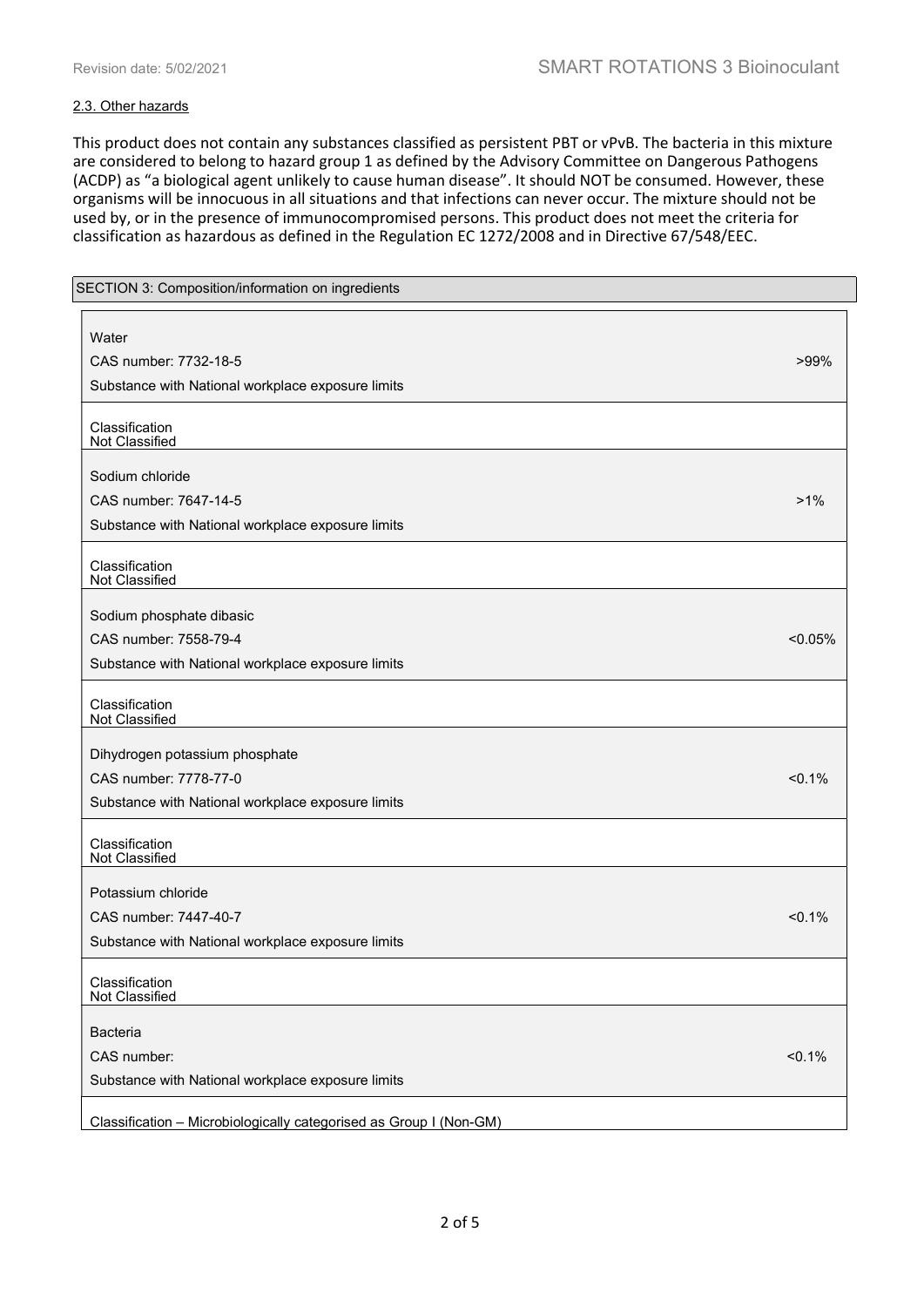### 2.3. Other hazards

This product does not contain any substances classified as persistent PBT or vPvB. The bacteria in this mixture are considered to belong to hazard group 1 as defined by the Advisory Committee on Dangerous Pathogens (ACDP) as "a biological agent unlikely to cause human disease". It should NOT be consumed. However, these organisms will be innocuous in all situations and that infections can never occur. The mixture should not be used by, or in the presence of immunocompromised persons. This product does not meet the criteria for classification as hazardous as defined in the Regulation EC 1272/2008 and in Directive 67/548/EEC.

## SECTION 3: Composition/information on ingredients

| Ingredient | Concentration |
|---|---|
| Water<br>CAS number: 7732-18-5<br>Substance with National workplace exposure limits | >99% |
| Classification<br>Not Classified | |
| Sodium chloride<br>CAS number: 7647-14-5<br>Substance with National workplace exposure limits | >1% |
| Classification<br>Not Classified | |
| Sodium phosphate dibasic<br>CAS number: 7558-79-4<br>Substance with National workplace exposure limits | <0.05% |
| Classification<br>Not Classified | |
| Dihydrogen potassium phosphate<br>CAS number: 7778-77-0<br>Substance with National workplace exposure limits | <0.1% |
| Classification<br>Not Classified | |
| Potassium chloride<br>CAS number: 7447-40-7<br>Substance with National workplace exposure limits | <0.1% |
| Classification<br>Not Classified | |
| Bacteria<br>CAS number:<br>Substance with National workplace exposure limits | <0.1% |
| Classification – Microbiologically categorised as Group I (Non-GM) | |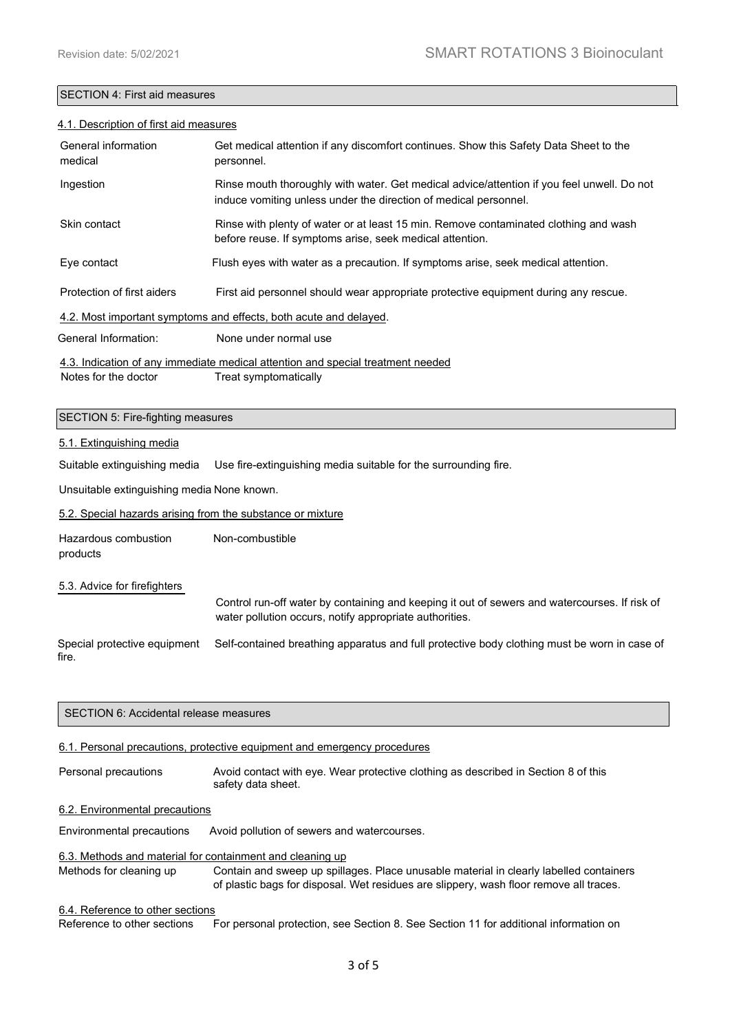## SECTION 4: First aid measures

### 4.1. Description of first aid measures

| | |
|---|---|
| General information medical | Get medical attention if any discomfort continues. Show this Safety Data Sheet to the personnel. |
| Ingestion | Rinse mouth thoroughly with water. Get medical advice/attention if you feel unwell. Do not induce vomiting unless under the direction of medical personnel. |
| Skin contact | Rinse with plenty of water or at least 15 min. Remove contaminated clothing and wash before reuse. If symptoms arise, seek medical attention. |
| Eye contact | Flush eyes with water as a precaution. If symptoms arise, seek medical attention. |
| Protection of first aiders | First aid personnel should wear appropriate protective equipment during any rescue. |

### 4.2. Most important symptoms and effects, both acute and delayed.

| | |
|---|---|
| General Information: | None under normal use |

### 4.3. Indication of any immediate medical attention and special treatment needed

| | |
|---|---|
| Notes for the doctor | Treat symptomatically |

## SECTION 5: Fire-fighting measures

### 5.1. Extinguishing media

| | |
|---|---|
| Suitable extinguishing media | Use fire-extinguishing media suitable for the surrounding fire. |
| Unsuitable extinguishing media | None known. |

### 5.2. Special hazards arising from the substance or mixture

| | |
|---|---|
| Hazardous combustion products | Non-combustible |

### 5.3. Advice for firefighters

Control run-off water by containing and keeping it out of sewers and watercourses. If risk of water pollution occurs, notify appropriate authorities.

| | |
|---|---|
| Special protective equipment fire. | Self-contained breathing apparatus and full protective body clothing must be worn in case of |

## SECTION 6: Accidental release measures

### 6.1. Personal precautions, protective equipment and emergency procedures

| | |
|---|---|
| Personal precautions | Avoid contact with eye. Wear protective clothing as described in Section 8 of this safety data sheet. |

### 6.2. Environmental precautions

| | |
|---|---|
| Environmental precautions | Avoid pollution of sewers and watercourses. |

### 6.3. Methods and material for containment and cleaning up

| | |
|---|---|
| Methods for cleaning up | Contain and sweep up spillages. Place unusable material in clearly labelled containers of plastic bags for disposal. Wet residues are slippery, wash floor remove all traces. |

### 6.4. Reference to other sections

| | |
|---|---|
| Reference to other sections | For personal protection, see Section 8. See Section 11 for additional information on |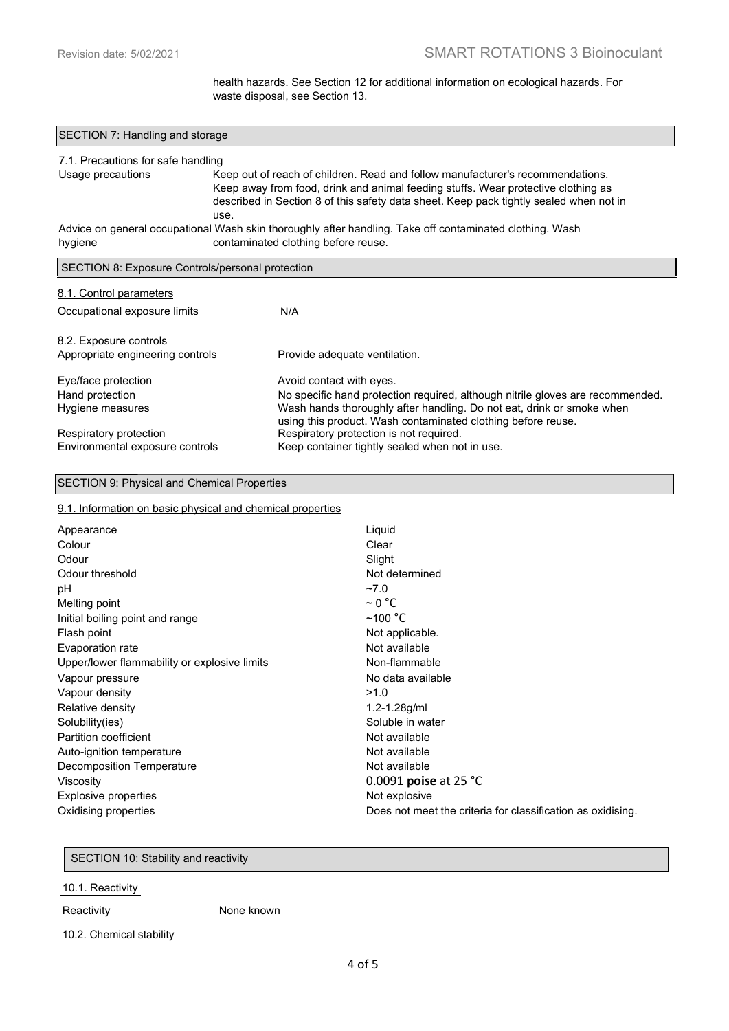health hazards. See Section 12 for additional information on ecological hazards. For waste disposal, see Section 13.

## SECTION 7: Handling and storage

### 7.1. Precautions for safe handling

| | |
|---|---|
| Usage precautions | Keep out of reach of children. Read and follow manufacturer's recommendations. Keep away from food, drink and animal feeding stuffs. Wear protective clothing as described in Section 8 of this safety data sheet. Keep pack tightly sealed when not in use. |
| Advice on general occupational hygiene | Wash skin thoroughly after handling. Take off contaminated clothing. Wash contaminated clothing before reuse. |

## SECTION 8: Exposure Controls/personal protection

### 8.1. Control parameters

| | |
|---|---|
| Occupational exposure limits | N/A |

### 8.2. Exposure controls

| | |
|---|---|
| Appropriate engineering controls | Provide adequate ventilation. |
| Eye/face protection | Avoid contact with eyes. |
| Hand protection | No specific hand protection required, although nitrile gloves are recommended. |
| Hygiene measures | Wash hands thoroughly after handling. Do not eat, drink or smoke when using this product. Wash contaminated clothing before reuse. |
| Respiratory protection | Respiratory protection is not required. |
| Environmental exposure controls | Keep container tightly sealed when not in use. |

## SECTION 9: Physical and Chemical Properties

### 9.1. Information on basic physical and chemical properties

| | |
|---|---|
| Appearance | Liquid |
| Colour | Clear |
| Odour | Slight |
| Odour threshold | Not determined |
| pH | ~7.0 |
| Melting point | ~ 0 °C |
| Initial boiling point and range | ~100 °C |
| Flash point | Not applicable. |
| Evaporation rate | Not available |
| Upper/lower flammability or explosive limits | Non-flammable |
| Vapour pressure | No data available |
| Vapour density | >1.0 |
| Relative density | 1.2-1.28g/ml |
| Solubility(ies) | Soluble in water |
| Partition coefficient | Not available |
| Auto-ignition temperature | Not available |
| Decomposition Temperature | Not available |
| Viscosity | 0.0091 **poise** at 25 °C |
| Explosive properties | Not explosive |
| Oxidising properties | Does not meet the criteria for classification as oxidising. |

## SECTION 10: Stability and reactivity

### 10.1. Reactivity

| | |
|---|---|
| Reactivity | None known |

### 10.2. Chemical stability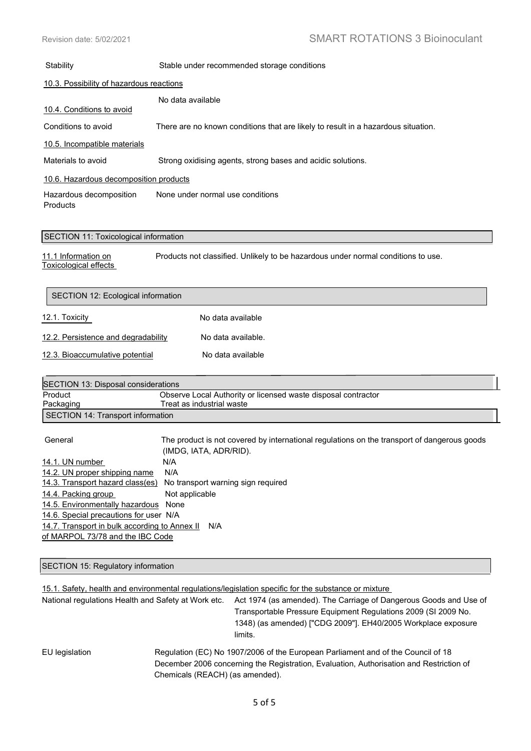Stability | Stable under recommended storage conditions

10.3. Possibility of hazardous reactions

No data available

10.4. Conditions to avoid

Conditions to avoid | There are no known conditions that are likely to result in a hazardous situation.

10.5. Incompatible materials

Materials to avoid | Strong oxidising agents, strong bases and acidic solutions.

10.6. Hazardous decomposition products

Hazardous decomposition Products | None under normal use conditions

## SECTION 11: Toxicological information

11.1 Information on Toxicological effects | Products not classified. Unlikely to be hazardous under normal conditions to use.

## SECTION 12: Ecological information

| | |
|---|---|
| 12.1. Toxicity | No data available |
| 12.2. Persistence and degradability | No data available. |
| 12.3. Bioaccumulative potential | No data available |

## SECTION 13: Disposal considerations

| | |
|---|---|
| Product | Observe Local Authority or licensed waste disposal contractor |
| Packaging | Treat as industrial waste |

## SECTION 14: Transport information

| | |
|---|---|
| General | The product is not covered by international regulations on the transport of dangerous goods (IMDG, IATA, ADR/RID). |
| 14.1. UN number | N/A |
| 14.2. UN proper shipping name | N/A |
| 14.3. Transport hazard class(es) | No transport warning sign required |
| 14.4. Packing group | Not applicable |
| 14.5. Environmentally hazardous | None |
| 14.6. Special precautions for user | N/A |
| 14.7. Transport in bulk according to Annex II of MARPOL 73/78 and the IBC Code | N/A |

## SECTION 15: Regulatory information

15.1. Safety, health and environmental regulations/legislation specific for the substance or mixture

National regulations Health and Safety at Work etc. | Act 1974 (as amended). The Carriage of Dangerous Goods and Use of Transportable Pressure Equipment Regulations 2009 (SI 2009 No. 1348) (as amended) ["CDG 2009"]. EH40/2005 Workplace exposure limits.

EU legislation | Regulation (EC) No 1907/2006 of the European Parliament and of the Council of 18 December 2006 concerning the Registration, Evaluation, Authorisation and Restriction of Chemicals (REACH) (as amended).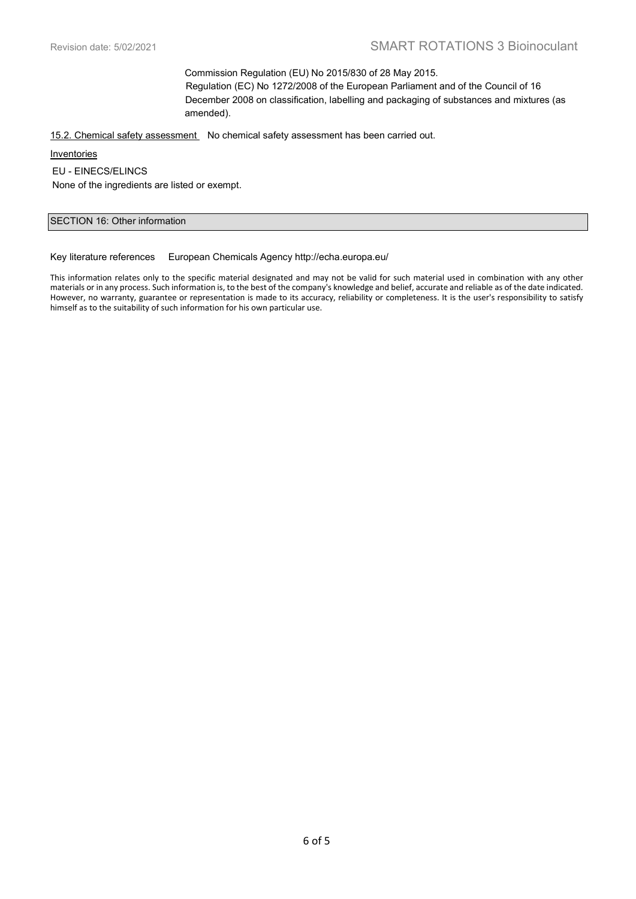Commission Regulation (EU) No 2015/830 of 28 May 2015.
Regulation (EC) No 1272/2008 of the European Parliament and of the Council of 16 December 2008 on classification, labelling and packaging of substances and mixtures (as amended).

15.2. Chemical safety assessment No chemical safety assessment has been carried out.

Inventories

EU - EINECS/ELINCS

None of the ingredients are listed or exempt.

## SECTION 16: Other information

Key literature references European Chemicals Agency http://echa.europa.eu/

This information relates only to the specific material designated and may not be valid for such material used in combination with any other materials or in any process. Such information is, to the best of the company's knowledge and belief, accurate and reliable as of the date indicated. However, no warranty, guarantee or representation is made to its accuracy, reliability or completeness. It is the user's responsibility to satisfy himself as to the suitability of such information for his own particular use.